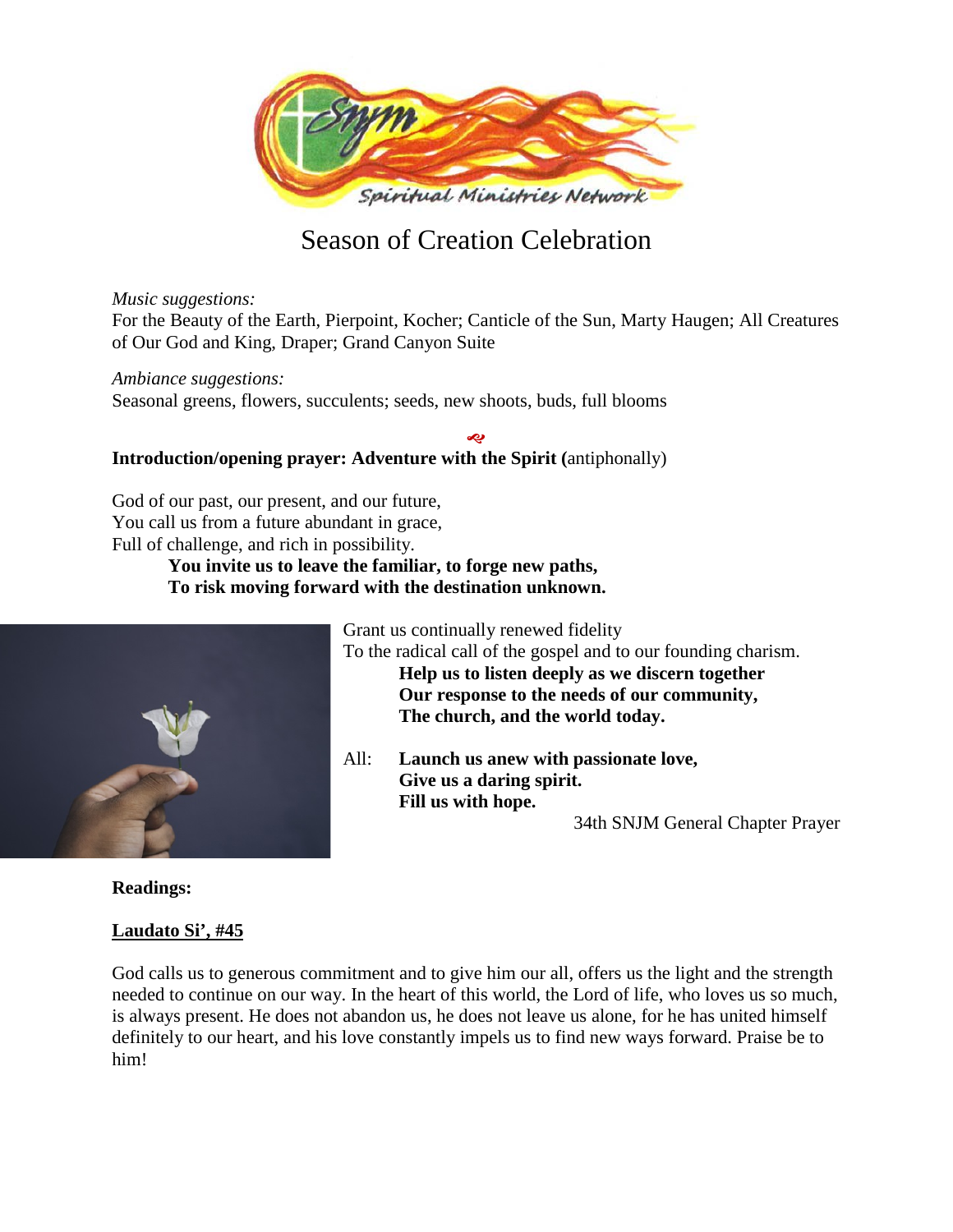# Season of Creation Celebration

*Music suggestions:*
For the Beauty of the Earth, Pierpoint, Kocher; Canticle of the Sun, Marty Haugen; All Creatures of Our God and King, Draper; Grand Canyon Suite

*Ambiance suggestions:*
Seasonal greens, flowers, succulents; seeds, new shoots, buds, full blooms

**Introduction/opening prayer: Adventure with the Spirit (**antiphonally)

God of our past, our present, and our future,
You call us from a future abundant in grace,
Full of challenge, and rich in possibility.

> **You invite us to leave the familiar, to forge new paths,**
> **To risk moving forward with the destination unknown.**

Grant us continually renewed fidelity
To the radical call of the gospel and to our founding charism.

> **Help us to listen deeply as we discern together**
> **Our response to the needs of our community,**
> **The church, and the world today.**

All: **Launch us anew with passionate love,**
**Give us a daring spirit.**
**Fill us with hope.**

34th SNJM General Chapter Prayer

**Readings:**

**Laudato Si', #45**

God calls us to generous commitment and to give him our all, offers us the light and the strength needed to continue on our way. In the heart of this world, the Lord of life, who loves us so much, is always present. He does not abandon us, he does not leave us alone, for he has united himself definitely to our heart, and his love constantly impels us to find new ways forward. Praise be to him!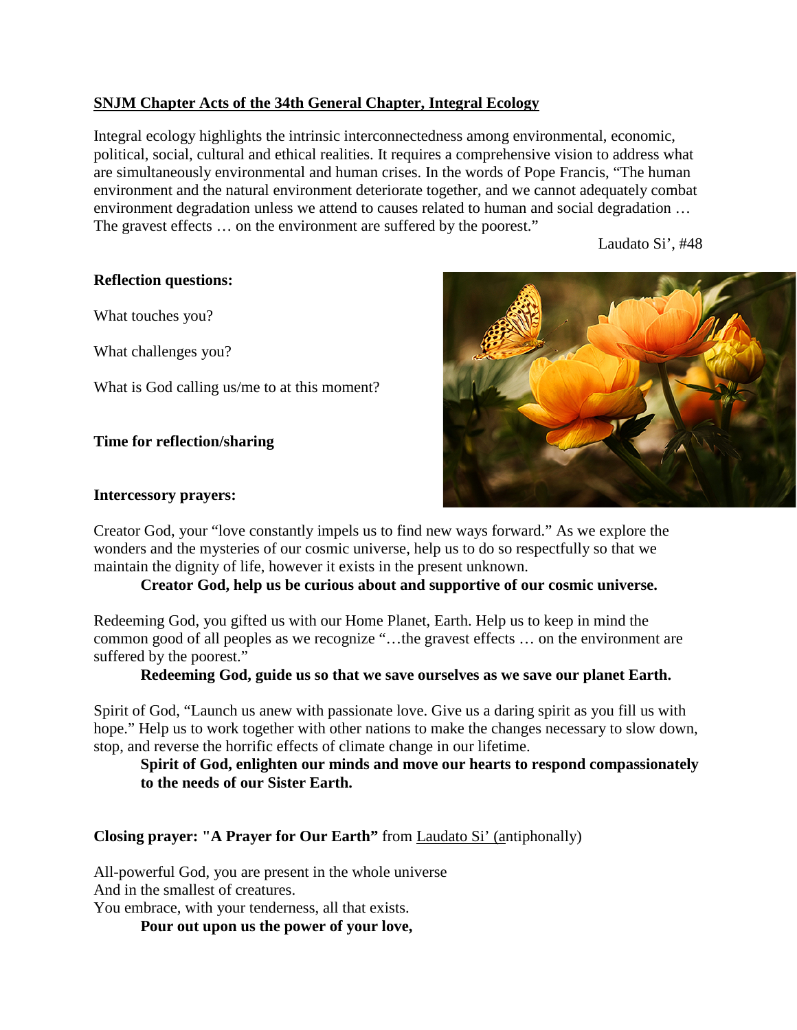**SNJM Chapter Acts of the 34th General Chapter, Integral Ecology**

Integral ecology highlights the intrinsic interconnectedness among environmental, economic, political, social, cultural and ethical realities. It requires a comprehensive vision to address what are simultaneously environmental and human crises. In the words of Pope Francis, "The human environment and the natural environment deteriorate together, and we cannot adequately combat environment degradation unless we attend to causes related to human and social degradation … The gravest effects … on the environment are suffered by the poorest."

Laudato Si', #48

**Reflection questions:**

What touches you?

What challenges you?

What is God calling us/me to at this moment?

**Time for reflection/sharing**

**Intercessory prayers:**

Creator God, your "love constantly impels us to find new ways forward." As we explore the wonders and the mysteries of our cosmic universe, help us to do so respectfully so that we maintain the dignity of life, however it exists in the present unknown.

**Creator God, help us be curious about and supportive of our cosmic universe.**

Redeeming God, you gifted us with our Home Planet, Earth. Help us to keep in mind the common good of all peoples as we recognize "…the gravest effects … on the environment are suffered by the poorest."

**Redeeming God, guide us so that we save ourselves as we save our planet Earth.**

Spirit of God, "Launch us anew with passionate love. Give us a daring spirit as you fill us with hope." Help us to work together with other nations to make the changes necessary to slow down, stop, and reverse the horrific effects of climate change in our lifetime.

**Spirit of God, enlighten our minds and move our hearts to respond compassionately to the needs of our Sister Earth.**

**Closing prayer: "A Prayer for Our Earth"** from Laudato Si' (antiphonally)

All-powerful God, you are present in the whole universe
And in the smallest of creatures.
You embrace, with your tenderness, all that exists.

**Pour out upon us the power of your love,**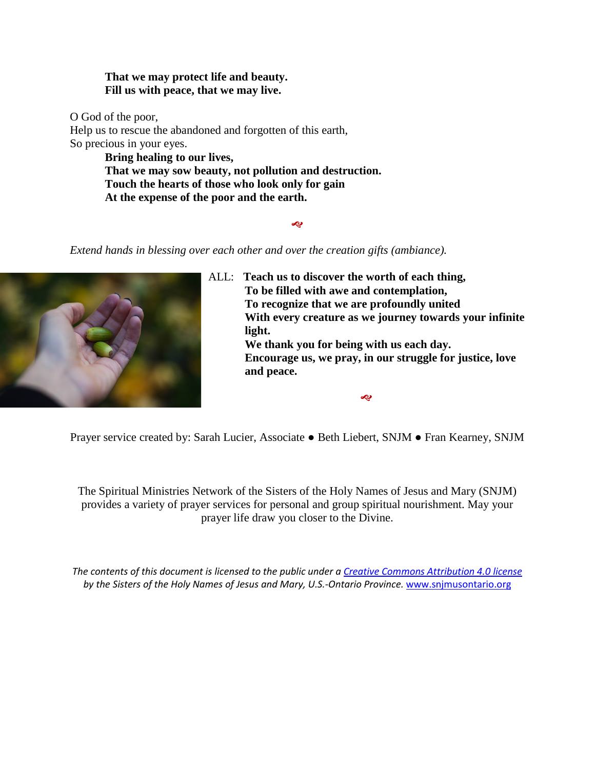**That we may protect life and beauty.**
**Fill us with peace, that we may live.**

O God of the poor,
Help us to rescue the abandoned and forgotten of this earth,
So precious in your eyes.

**Bring healing to our lives,**
**That we may sow beauty, not pollution and destruction.**
**Touch the hearts of those who look only for gain**
**At the expense of the poor and the earth.**

*Extend hands in blessing over each other and over the creation gifts (ambiance).*

ALL: **Teach us to discover the worth of each thing,**
**To be filled with awe and contemplation,**
**To recognize that we are profoundly united**
**With every creature as we journey towards your infinite light.**
**We thank you for being with us each day.**
**Encourage us, we pray, in our struggle for justice, love and peace.**

Prayer service created by: Sarah Lucier, Associate ● Beth Liebert, SNJM ● Fran Kearney, SNJM

The Spiritual Ministries Network of the Sisters of the Holy Names of Jesus and Mary (SNJM) provides a variety of prayer services for personal and group spiritual nourishment. May your prayer life draw you closer to the Divine.

*The contents of this document is licensed to the public under a Creative Commons Attribution 4.0 license by the Sisters of the Holy Names of Jesus and Mary, U.S.-Ontario Province.* www.snjmusontario.org